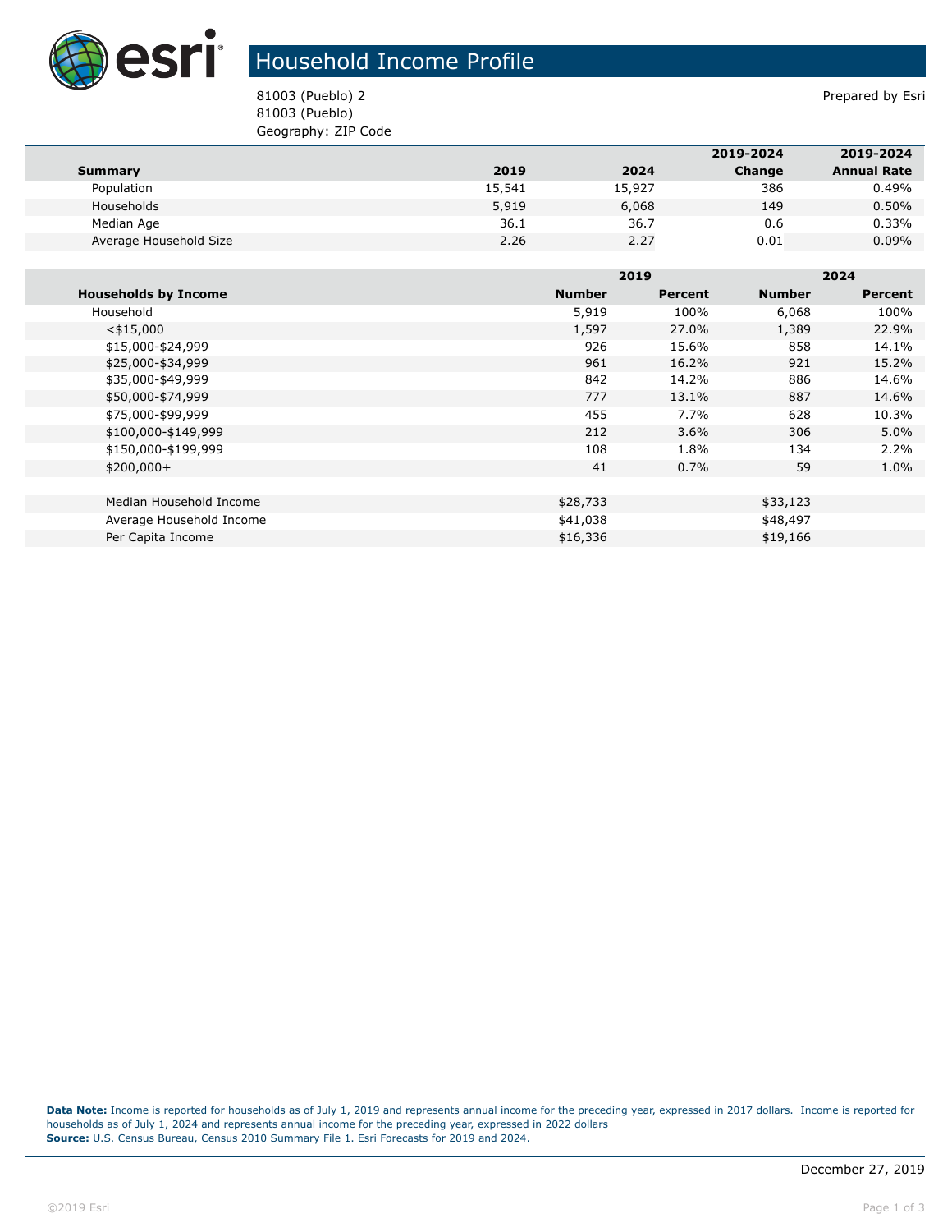# Household Income Profile

81003 (Pueblo) 2
81003 (Pueblo)
Geography: ZIP Code

Prepared by Esri

| Summary | 2019 | 2024 | 2019-2024 Change | 2019-2024 Annual Rate |
|---|---|---|---|---|
| Population | 15,541 | 15,927 | 386 | 0.49% |
| Households | 5,919 | 6,068 | 149 | 0.50% |
| Median Age | 36.1 | 36.7 | 0.6 | 0.33% |
| Average Household Size | 2.26 | 2.27 | 0.01 | 0.09% |

| | 2019 | | 2024 | |
|---|---|---|---|---|
| **Households by Income** | **Number** | **Percent** | **Number** | **Percent** |
| Household | 5,919 | 100% | 6,068 | 100% |
| <$15,000 | 1,597 | 27.0% | 1,389 | 22.9% |
| $15,000-$24,999 | 926 | 15.6% | 858 | 14.1% |
| $25,000-$34,999 | 961 | 16.2% | 921 | 15.2% |
| $35,000-$49,999 | 842 | 14.2% | 886 | 14.6% |
| $50,000-$74,999 | 777 | 13.1% | 887 | 14.6% |
| $75,000-$99,999 | 455 | 7.7% | 628 | 10.3% |
| $100,000-$149,999 | 212 | 3.6% | 306 | 5.0% |
| $150,000-$199,999 | 108 | 1.8% | 134 | 2.2% |
| $200,000+ | 41 | 0.7% | 59 | 1.0% |
| | | | | |
| Median Household Income | $28,733 | | $33,123 | |
| Average Household Income | $41,038 | | $48,497 | |
| Per Capita Income | $16,336 | | $19,166 | |

**Data Note:** Income is reported for households as of July 1, 2019 and represents annual income for the preceding year, expressed in 2017 dollars. Income is reported for households as of July 1, 2024 and represents annual income for the preceding year, expressed in 2022 dollars
**Source:** U.S. Census Bureau, Census 2010 Summary File 1. Esri Forecasts for 2019 and 2024.

December 27, 2019

©2019 Esri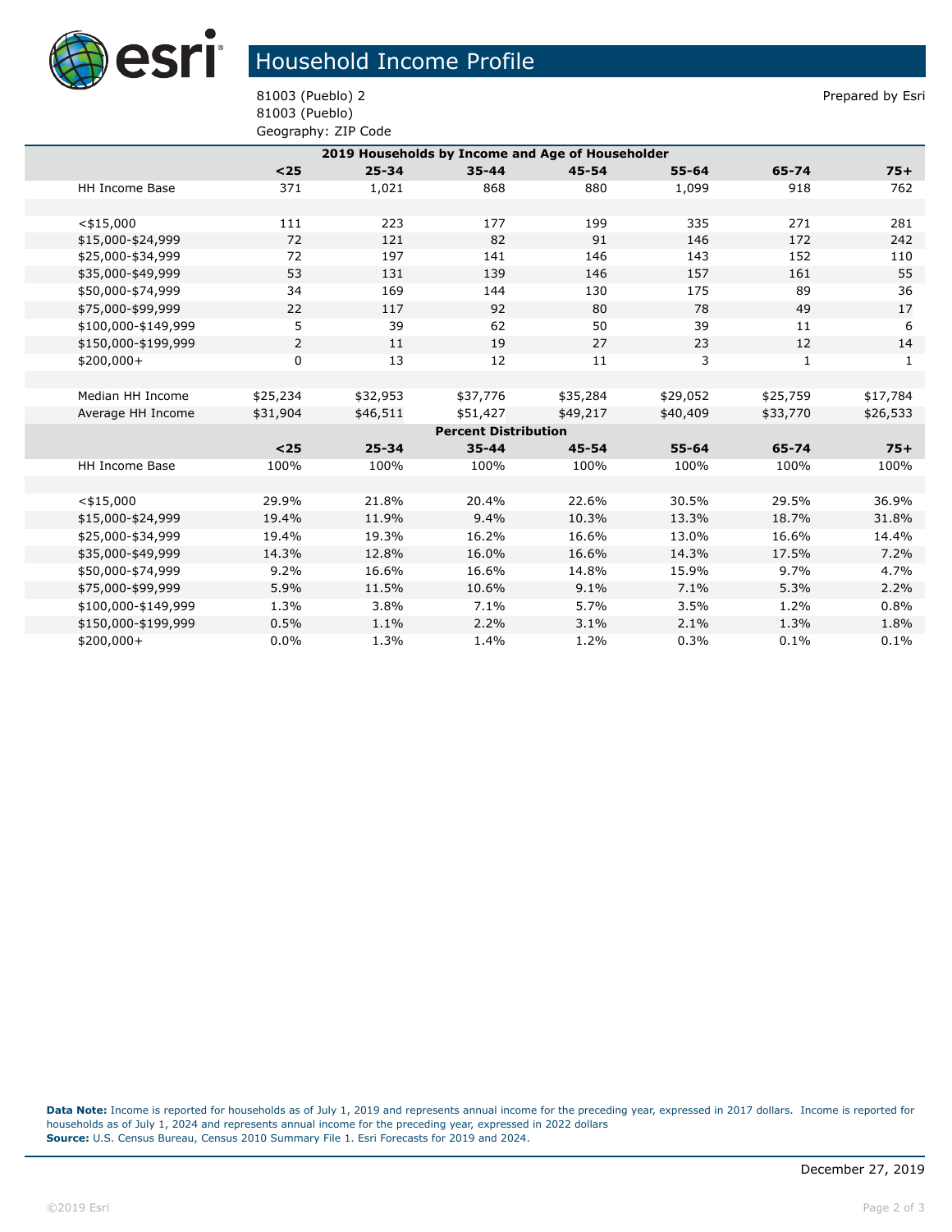# Household Income Profile

81003 (Pueblo) 2
81003 (Pueblo)
Geography: ZIP Code

Prepared by Esri

| 2019 Households by Income and Age of Householder | | | | | | | |
|---|---|---|---|---|---|---|---|
| | <25 | 25-34 | 35-44 | 45-54 | 55-64 | 65-74 | 75+ |
| HH Income Base | 371 | 1,021 | 868 | 880 | 1,099 | 918 | 762 |
| | | | | | | | |
| <$15,000 | 111 | 223 | 177 | 199 | 335 | 271 | 281 |
| $15,000-$24,999 | 72 | 121 | 82 | 91 | 146 | 172 | 242 |
| $25,000-$34,999 | 72 | 197 | 141 | 146 | 143 | 152 | 110 |
| $35,000-$49,999 | 53 | 131 | 139 | 146 | 157 | 161 | 55 |
| $50,000-$74,999 | 34 | 169 | 144 | 130 | 175 | 89 | 36 |
| $75,000-$99,999 | 22 | 117 | 92 | 80 | 78 | 49 | 17 |
| $100,000-$149,999 | 5 | 39 | 62 | 50 | 39 | 11 | 6 |
| $150,000-$199,999 | 2 | 11 | 19 | 27 | 23 | 12 | 14 |
| $200,000+ | 0 | 13 | 12 | 11 | 3 | 1 | 1 |
| | | | | | | | |
| Median HH Income | $25,234 | $32,953 | $37,776 | $35,284 | $29,052 | $25,759 | $17,784 |
| Average HH Income | $31,904 | $46,511 | $51,427 | $49,217 | $40,409 | $33,770 | $26,533 |
| **Percent Distribution** | | | | | | | |
| | <25 | 25-34 | 35-44 | 45-54 | 55-64 | 65-74 | 75+ |
| HH Income Base | 100% | 100% | 100% | 100% | 100% | 100% | 100% |
| | | | | | | | |
| <$15,000 | 29.9% | 21.8% | 20.4% | 22.6% | 30.5% | 29.5% | 36.9% |
| $15,000-$24,999 | 19.4% | 11.9% | 9.4% | 10.3% | 13.3% | 18.7% | 31.8% |
| $25,000-$34,999 | 19.4% | 19.3% | 16.2% | 16.6% | 13.0% | 16.6% | 14.4% |
| $35,000-$49,999 | 14.3% | 12.8% | 16.0% | 16.6% | 14.3% | 17.5% | 7.2% |
| $50,000-$74,999 | 9.2% | 16.6% | 16.6% | 14.8% | 15.9% | 9.7% | 4.7% |
| $75,000-$99,999 | 5.9% | 11.5% | 10.6% | 9.1% | 7.1% | 5.3% | 2.2% |
| $100,000-$149,999 | 1.3% | 3.8% | 7.1% | 5.7% | 3.5% | 1.2% | 0.8% |
| $150,000-$199,999 | 0.5% | 1.1% | 2.2% | 3.1% | 2.1% | 1.3% | 1.8% |
| $200,000+ | 0.0% | 1.3% | 1.4% | 1.2% | 0.3% | 0.1% | 0.1% |

**Data Note:** Income is reported for households as of July 1, 2019 and represents annual income for the preceding year, expressed in 2017 dollars. Income is reported for households as of July 1, 2024 and represents annual income for the preceding year, expressed in 2022 dollars
**Source:** U.S. Census Bureau, Census 2010 Summary File 1. Esri Forecasts for 2019 and 2024.

December 27, 2019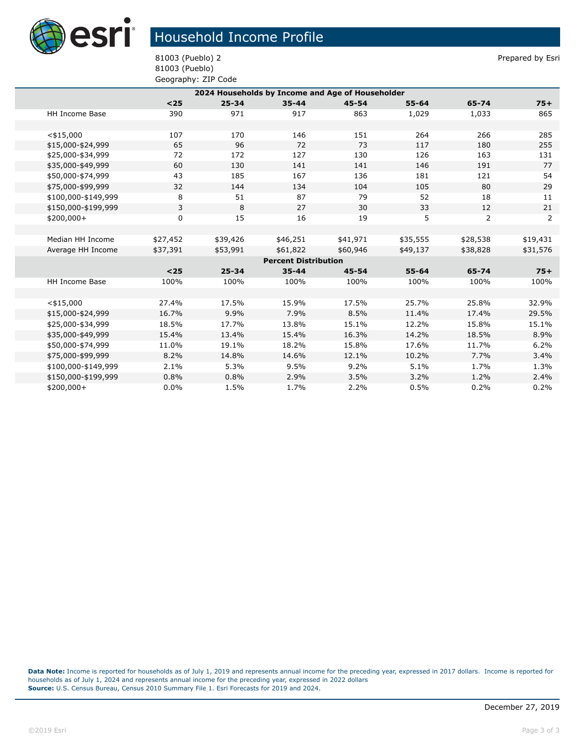# Household Income Profile

81003 (Pueblo) 2
81003 (Pueblo)
Geography: ZIP Code

Prepared by Esri

| 2024 Households by Income and Age of Householder | | | | | | | |
|---|---|---|---|---|---|---|---|
| | **<25** | **25-34** | **35-44** | **45-54** | **55-64** | **65-74** | **75+** |
| HH Income Base | 390 | 971 | 917 | 863 | 1,029 | 1,033 | 865 |
| | | | | | | | |
| <$15,000 | 107 | 170 | 146 | 151 | 264 | 266 | 285 |
| $15,000-$24,999 | 65 | 96 | 72 | 73 | 117 | 180 | 255 |
| $25,000-$34,999 | 72 | 172 | 127 | 130 | 126 | 163 | 131 |
| $35,000-$49,999 | 60 | 130 | 141 | 141 | 146 | 191 | 77 |
| $50,000-$74,999 | 43 | 185 | 167 | 136 | 181 | 121 | 54 |
| $75,000-$99,999 | 32 | 144 | 134 | 104 | 105 | 80 | 29 |
| $100,000-$149,999 | 8 | 51 | 87 | 79 | 52 | 18 | 11 |
| $150,000-$199,999 | 3 | 8 | 27 | 30 | 33 | 12 | 21 |
| $200,000+ | 0 | 15 | 16 | 19 | 5 | 2 | 2 |
| | | | | | | | |
| Median HH Income | $27,452 | $39,426 | $46,251 | $41,971 | $35,555 | $28,538 | $19,431 |
| Average HH Income | $37,391 | $53,991 | $61,822 | $60,946 | $49,137 | $38,828 | $31,576 |
| **Percent Distribution** | | | | | | | |
| | **<25** | **25-34** | **35-44** | **45-54** | **55-64** | **65-74** | **75+** |
| HH Income Base | 100% | 100% | 100% | 100% | 100% | 100% | 100% |
| | | | | | | | |
| <$15,000 | 27.4% | 17.5% | 15.9% | 17.5% | 25.7% | 25.8% | 32.9% |
| $15,000-$24,999 | 16.7% | 9.9% | 7.9% | 8.5% | 11.4% | 17.4% | 29.5% |
| $25,000-$34,999 | 18.5% | 17.7% | 13.8% | 15.1% | 12.2% | 15.8% | 15.1% |
| $35,000-$49,999 | 15.4% | 13.4% | 15.4% | 16.3% | 14.2% | 18.5% | 8.9% |
| $50,000-$74,999 | 11.0% | 19.1% | 18.2% | 15.8% | 17.6% | 11.7% | 6.2% |
| $75,000-$99,999 | 8.2% | 14.8% | 14.6% | 12.1% | 10.2% | 7.7% | 3.4% |
| $100,000-$149,999 | 2.1% | 5.3% | 9.5% | 9.2% | 5.1% | 1.7% | 1.3% |
| $150,000-$199,999 | 0.8% | 0.8% | 2.9% | 3.5% | 3.2% | 1.2% | 2.4% |
| $200,000+ | 0.0% | 1.5% | 1.7% | 2.2% | 0.5% | 0.2% | 0.2% |

**Data Note:** Income is reported for households as of July 1, 2019 and represents annual income for the preceding year, expressed in 2017 dollars. Income is reported for households as of July 1, 2024 and represents annual income for the preceding year, expressed in 2022 dollars
**Source:** U.S. Census Bureau, Census 2010 Summary File 1. Esri Forecasts for 2019 and 2024.

December 27, 2019

©2019 Esri